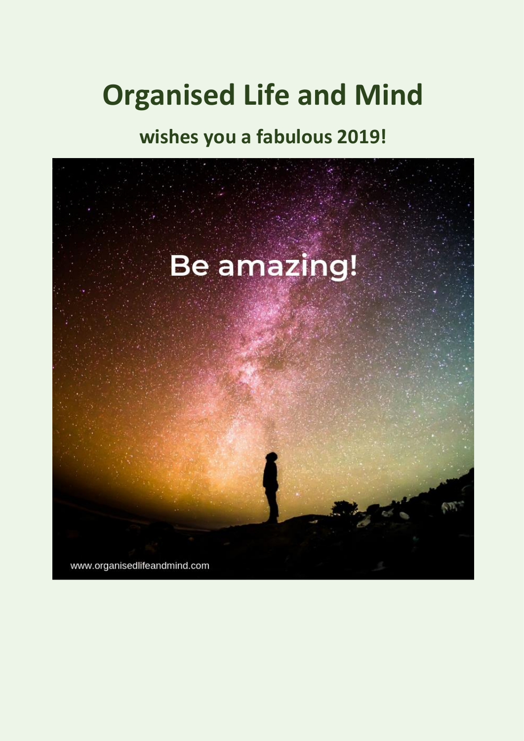# Organised Life and Mind

## wishes you a fabulous 2019!

Be amazing!

www.organisedlifeandmind.com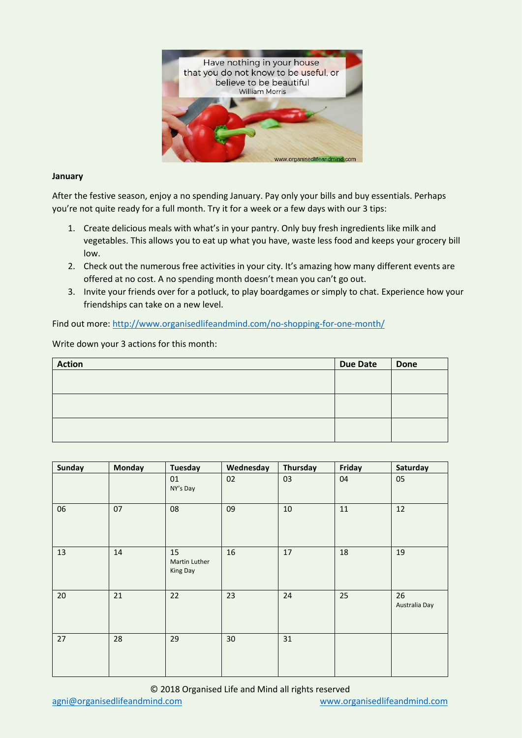**January**

After the festive season, enjoy a no spending January. Pay only your bills and buy essentials. Perhaps you're not quite ready for a full month. Try it for a week or a few days with our 3 tips:

1. Create delicious meals with what's in your pantry. Only buy fresh ingredients like milk and vegetables. This allows you to eat up what you have, waste less food and keeps your grocery bill low.
2. Check out the numerous free activities in your city. It's amazing how many different events are offered at no cost. A no spending month doesn't mean you can't go out.
3. Invite your friends over for a potluck, to play boardgames or simply to chat. Experience how your friendships can take on a new level.

Find out more: http://www.organisedlifeandmind.com/no-shopping-for-one-month/

Write down your 3 actions for this month:

| Action | Due Date | Done |
|---|---|---|
| | | |
| | | |
| | | |

| Sunday | Monday | Tuesday | Wednesday | Thursday | Friday | Saturday |
|---|---|---|---|---|---|---|
| | | 01 NY's Day | 02 | 03 | 04 | 05 |
| 06 | 07 | 08 | 09 | 10 | 11 | 12 |
| 13 | 14 | 15 Martin Luther King Day | 16 | 17 | 18 | 19 |
| 20 | 21 | 22 | 23 | 24 | 25 | 26 Australia Day |
| 27 | 28 | 29 | 30 | 31 | | |

© 2018 Organised Life and Mind all rights reserved

agni@organisedlifeandmind.com www.organisedlifeandmind.com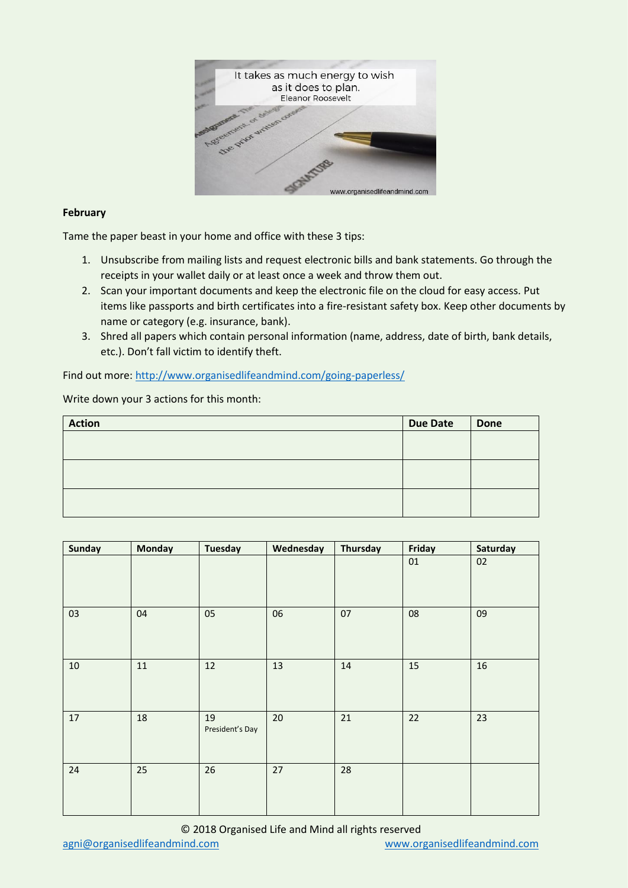**February**

Tame the paper beast in your home and office with these 3 tips:

1. Unsubscribe from mailing lists and request electronic bills and bank statements. Go through the receipts in your wallet daily or at least once a week and throw them out.
2. Scan your important documents and keep the electronic file on the cloud for easy access. Put items like passports and birth certificates into a fire-resistant safety box. Keep other documents by name or category (e.g. insurance, bank).
3. Shred all papers which contain personal information (name, address, date of birth, bank details, etc.). Don't fall victim to identify theft.

Find out more: [http://www.organisedlifeandmind.com/going-paperless/](http://www.organisedlifeandmind.com/going-paperless/)

Write down your 3 actions for this month:

| Action | Due Date | Done |
|---|---|---|
| | | |
| | | |
| | | |

| Sunday | Monday | Tuesday | Wednesday | Thursday | Friday | Saturday |
|---|---|---|---|---|---|---|
| | | | | | 01 | 02 |
| 03 | 04 | 05 | 06 | 07 | 08 | 09 |
| 10 | 11 | 12 | 13 | 14 | 15 | 16 |
| 17 | 18 | 19 President's Day | 20 | 21 | 22 | 23 |
| 24 | 25 | 26 | 27 | 28 | | |

© 2018 Organised Life and Mind all rights reserved

[agni@organisedlifeandmind.com](mailto:agni@organisedlifeandmind.com) [www.organisedlifeandmind.com](http://www.organisedlifeandmind.com)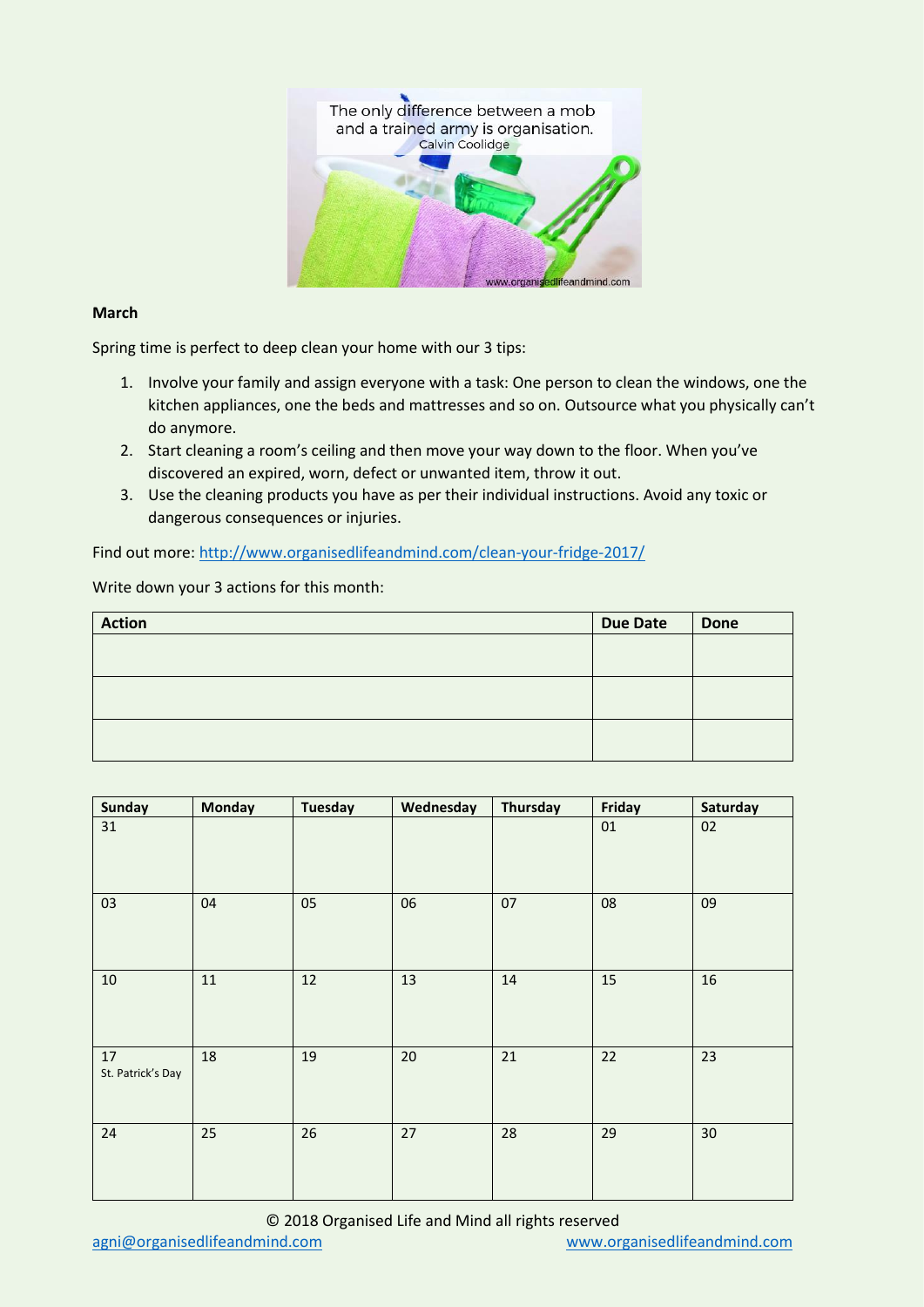**March**

Spring time is perfect to deep clean your home with our 3 tips:

1. Involve your family and assign everyone with a task: One person to clean the windows, one the kitchen appliances, one the beds and mattresses and so on. Outsource what you physically can't do anymore.
2. Start cleaning a room's ceiling and then move your way down to the floor. When you've discovered an expired, worn, defect or unwanted item, throw it out.
3. Use the cleaning products you have as per their individual instructions. Avoid any toxic or dangerous consequences or injuries.

Find out more: http://www.organisedlifeandmind.com/clean-your-fridge-2017/

Write down your 3 actions for this month:

| Action | Due Date | Done |
|---|---|---|
| | | |
| | | |
| | | |

| Sunday | Monday | Tuesday | Wednesday | Thursday | Friday | Saturday |
|---|---|---|---|---|---|---|
| 31 | | | | | 01 | 02 |
| 03 | 04 | 05 | 06 | 07 | 08 | 09 |
| 10 | 11 | 12 | 13 | 14 | 15 | 16 |
| 17 St. Patrick's Day | 18 | 19 | 20 | 21 | 22 | 23 |
| 24 | 25 | 26 | 27 | 28 | 29 | 30 |

© 2018 Organised Life and Mind all rights reserved

agni@organisedlifeandmind.com www.organisedlifeandmind.com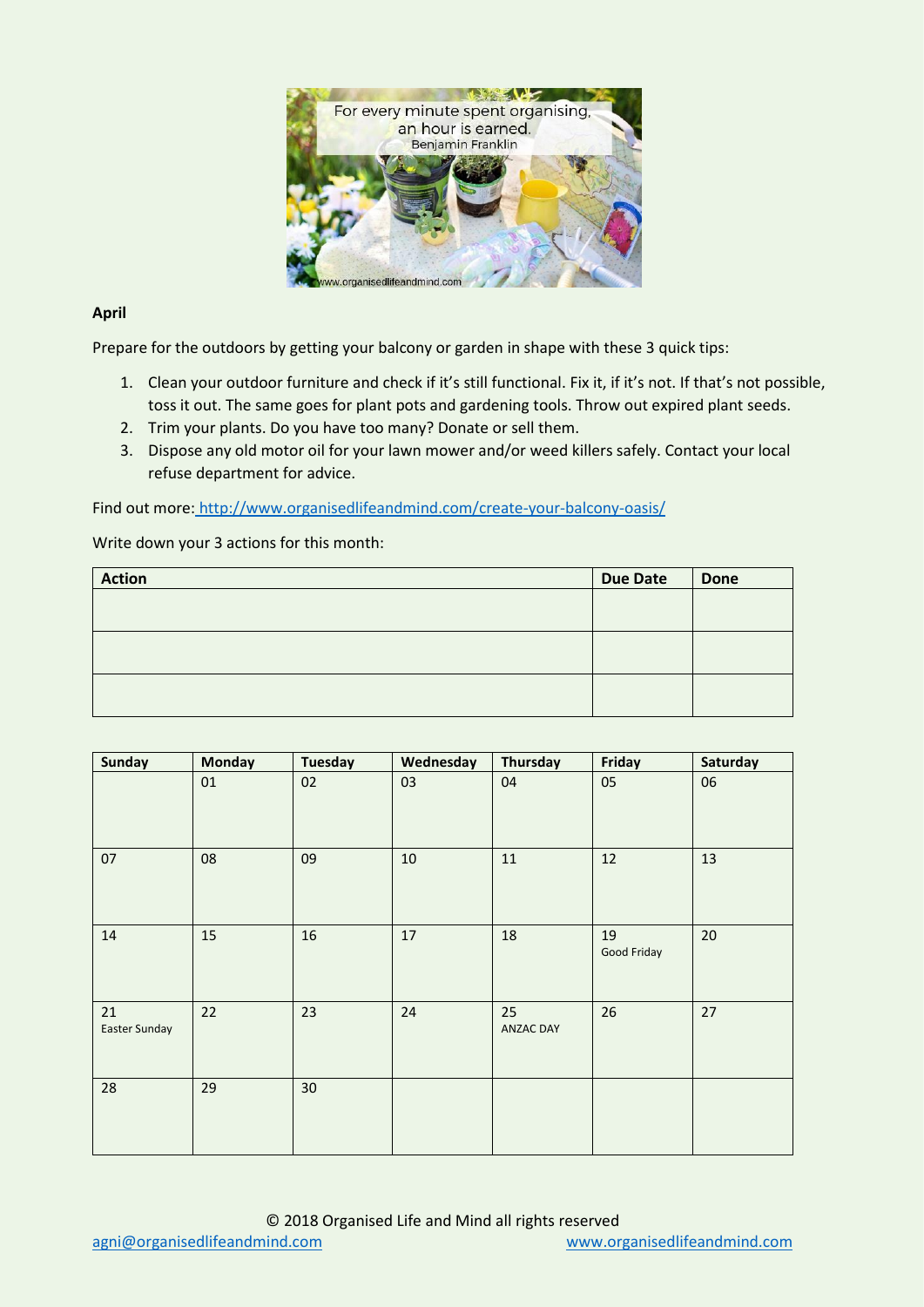**April**

Prepare for the outdoors by getting your balcony or garden in shape with these 3 quick tips:

1. Clean your outdoor furniture and check if it's still functional. Fix it, if it's not. If that's not possible, toss it out. The same goes for plant pots and gardening tools. Throw out expired plant seeds.
2. Trim your plants. Do you have too many? Donate or sell them.
3. Dispose any old motor oil for your lawn mower and/or weed killers safely. Contact your local refuse department for advice.

Find out more: http://www.organisedlifeandmind.com/create-your-balcony-oasis/

Write down your 3 actions for this month:

| Action | Due Date | Done |
|---|---|---|
| | | |
| | | |
| | | |

| Sunday | Monday | Tuesday | Wednesday | Thursday | Friday | Saturday |
|---|---|---|---|---|---|---|
| | 01 | 02 | 03 | 04 | 05 | 06 |
| 07 | 08 | 09 | 10 | 11 | 12 | 13 |
| 14 | 15 | 16 | 17 | 18 | 19 Good Friday | 20 |
| 21 Easter Sunday | 22 | 23 | 24 | 25 ANZAC DAY | 26 | 27 |
| 28 | 29 | 30 | | | | |

© 2018 Organised Life and Mind all rights reserved

agni@organisedlifeandmind.com www.organisedlifeandmind.com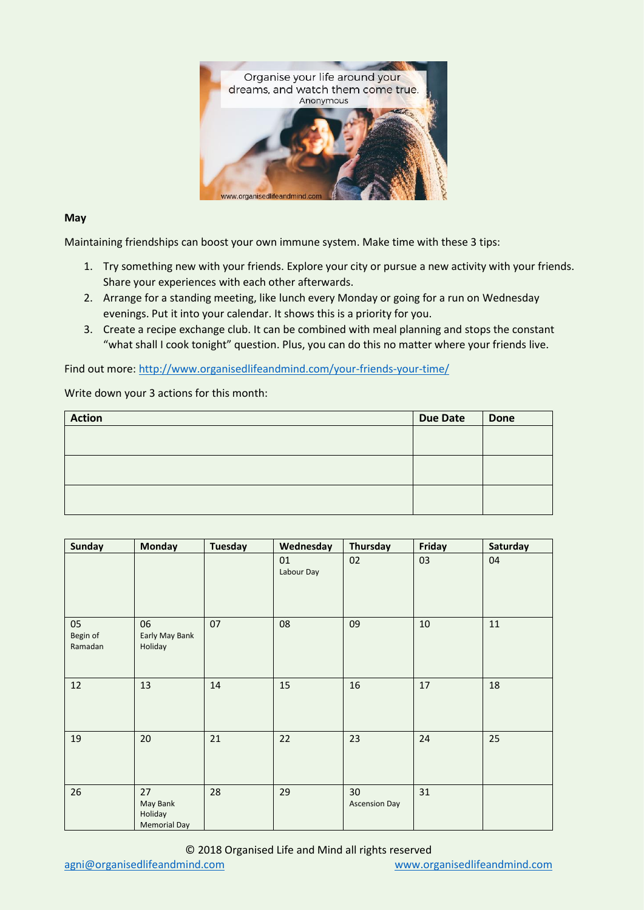**May**

Maintaining friendships can boost your own immune system. Make time with these 3 tips:

1. Try something new with your friends. Explore your city or pursue a new activity with your friends. Share your experiences with each other afterwards.
2. Arrange for a standing meeting, like lunch every Monday or going for a run on Wednesday evenings. Put it into your calendar. It shows this is a priority for you.
3. Create a recipe exchange club. It can be combined with meal planning and stops the constant “what shall I cook tonight” question. Plus, you can do this no matter where your friends live.

Find out more: http://www.organisedlifeandmind.com/your-friends-your-time/

Write down your 3 actions for this month:

| Action | Due Date | Done |
|---|---|---|
| | | |
| | | |
| | | |

| Sunday | Monday | Tuesday | Wednesday | Thursday | Friday | Saturday |
|---|---|---|---|---|---|---|
| | | | 01 Labour Day | 02 | 03 | 04 |
| 05 Begin of Ramadan | 06 Early May Bank Holiday | 07 | 08 | 09 | 10 | 11 |
| 12 | 13 | 14 | 15 | 16 | 17 | 18 |
| 19 | 20 | 21 | 22 | 23 | 24 | 25 |
| 26 | 27 May Bank Holiday Memorial Day | 28 | 29 | 30 Ascension Day | 31 | |

© 2018 Organised Life and Mind all rights reserved

agni@organisedlifeandmind.com www.organisedlifeandmind.com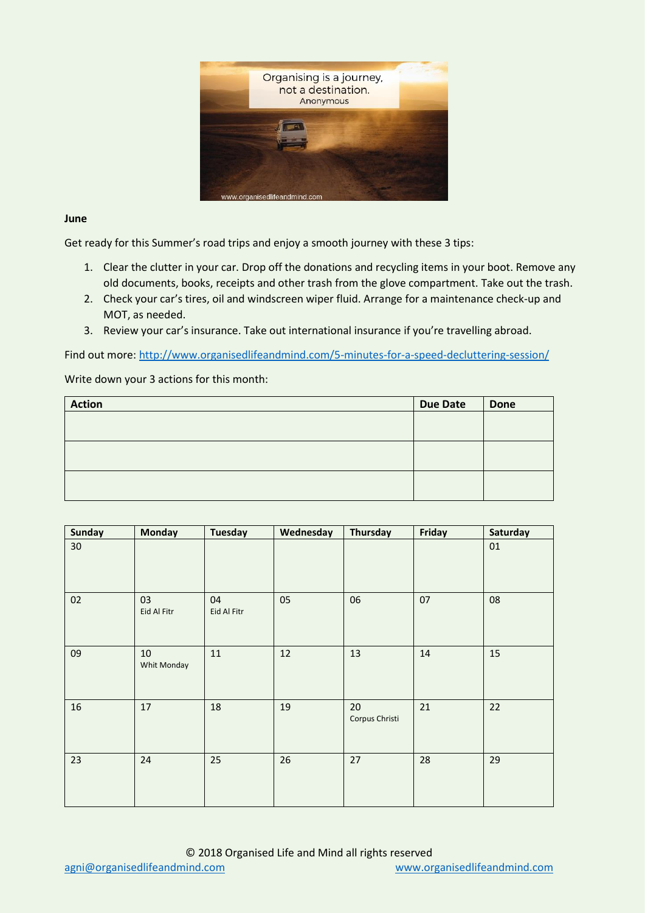**June**

Get ready for this Summer's road trips and enjoy a smooth journey with these 3 tips:

1. Clear the clutter in your car. Drop off the donations and recycling items in your boot. Remove any old documents, books, receipts and other trash from the glove compartment. Take out the trash.
2. Check your car's tires, oil and windscreen wiper fluid. Arrange for a maintenance check-up and MOT, as needed.
3. Review your car's insurance. Take out international insurance if you're travelling abroad.

Find out more: http://www.organisedlifeandmind.com/5-minutes-for-a-speed-decluttering-session/

Write down your 3 actions for this month:

| Action | Due Date | Done |
|---|---|---|
| | | |
| | | |
| | | |

| Sunday | Monday | Tuesday | Wednesday | Thursday | Friday | Saturday |
|---|---|---|---|---|---|---|
| 30 | | | | | | 01 |
| 02 | 03 Eid Al Fitr | 04 Eid Al Fitr | 05 | 06 | 07 | 08 |
| 09 | 10 Whit Monday | 11 | 12 | 13 | 14 | 15 |
| 16 | 17 | 18 | 19 | 20 Corpus Christi | 21 | 22 |
| 23 | 24 | 25 | 26 | 27 | 28 | 29 |

© 2018 Organised Life and Mind all rights reserved

agni@organisedlifeandmind.com www.organisedlifeandmind.com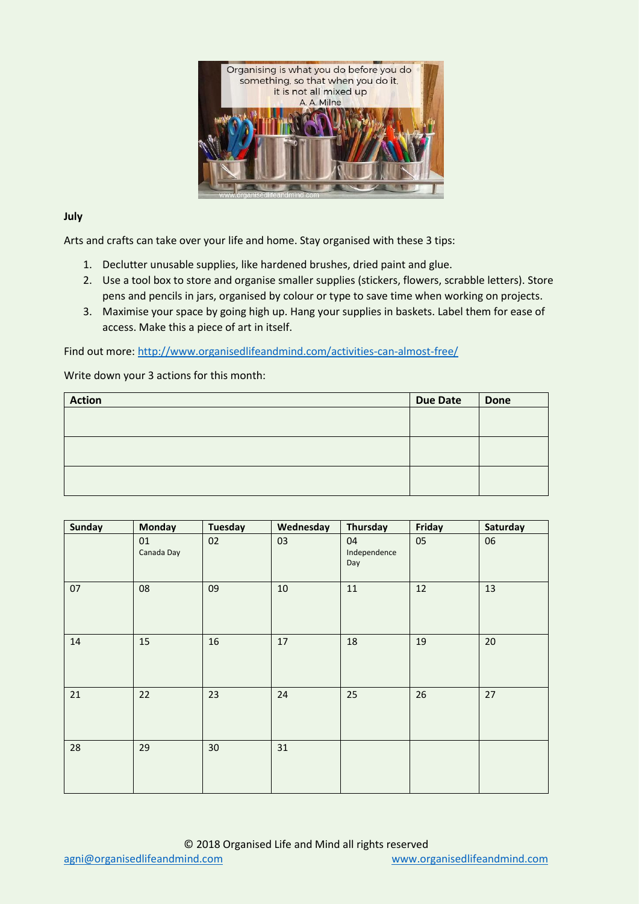**July**

Arts and crafts can take over your life and home. Stay organised with these 3 tips:

1. Declutter unusable supplies, like hardened brushes, dried paint and glue.
2. Use a tool box to store and organise smaller supplies (stickers, flowers, scrabble letters). Store pens and pencils in jars, organised by colour or type to save time when working on projects.
3. Maximise your space by going high up. Hang your supplies in baskets. Label them for ease of access. Make this a piece of art in itself.

Find out more: http://www.organisedlifeandmind.com/activities-can-almost-free/

Write down your 3 actions for this month:

| Action | Due Date | Done |
|---|---|---|
| | | |
| | | |
| | | |

| Sunday | Monday | Tuesday | Wednesday | Thursday | Friday | Saturday |
|---|---|---|---|---|---|---|
| | 01 Canada Day | 02 | 03 | 04 Independence Day | 05 | 06 |
| 07 | 08 | 09 | 10 | 11 | 12 | 13 |
| 14 | 15 | 16 | 17 | 18 | 19 | 20 |
| 21 | 22 | 23 | 24 | 25 | 26 | 27 |
| 28 | 29 | 30 | 31 | | | |

© 2018 Organised Life and Mind all rights reserved

agni@organisedlifeandmind.com www.organisedlifeandmind.com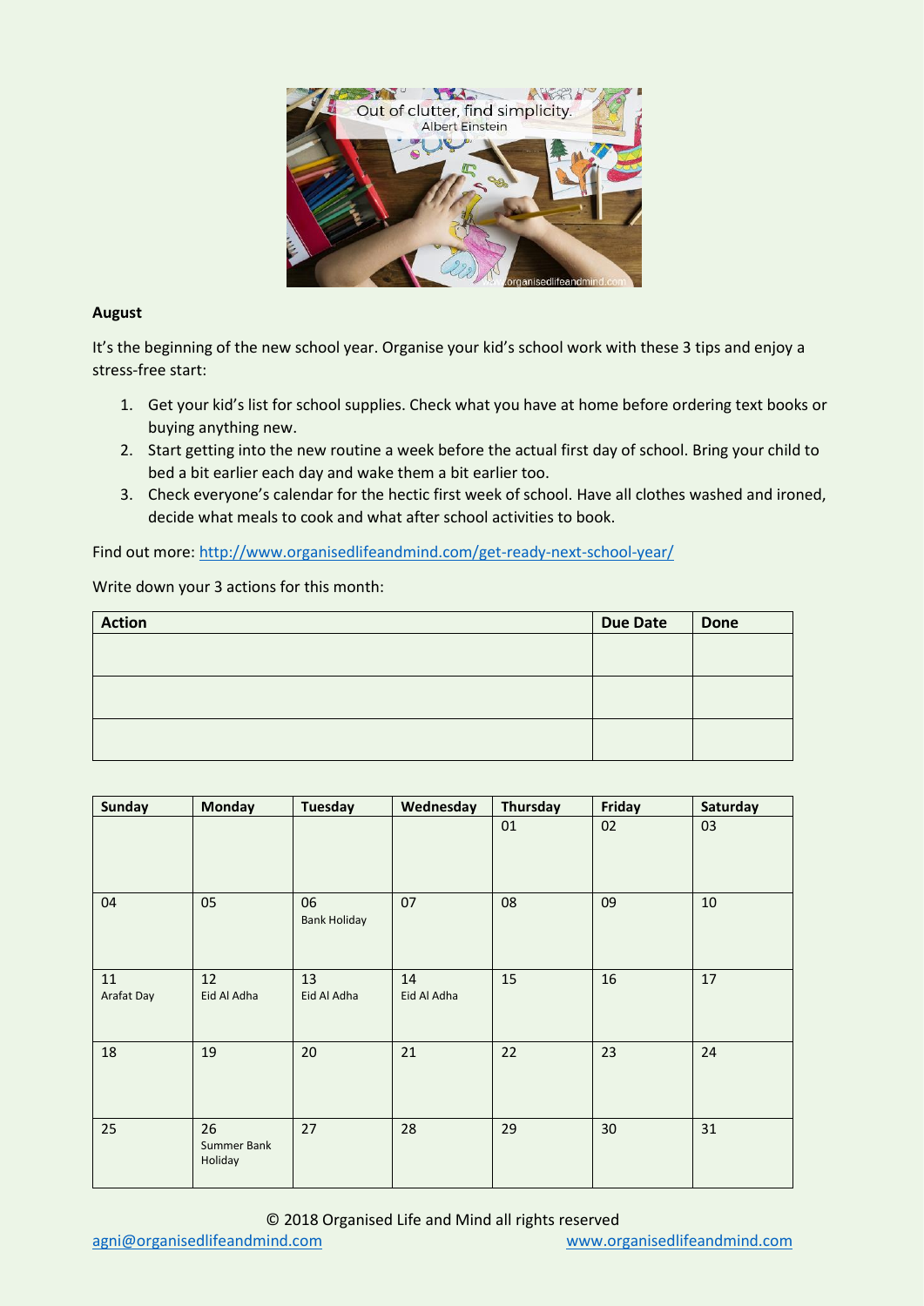**August**

It's the beginning of the new school year. Organise your kid's school work with these 3 tips and enjoy a stress-free start:

1. Get your kid's list for school supplies. Check what you have at home before ordering text books or buying anything new.
2. Start getting into the new routine a week before the actual first day of school. Bring your child to bed a bit earlier each day and wake them a bit earlier too.
3. Check everyone's calendar for the hectic first week of school. Have all clothes washed and ironed, decide what meals to cook and what after school activities to book.

Find out more: http://www.organisedlifeandmind.com/get-ready-next-school-year/

Write down your 3 actions for this month:

| Action | Due Date | Done |
|---|---|---|
| | | |
| | | |
| | | |

| Sunday | Monday | Tuesday | Wednesday | Thursday | Friday | Saturday |
|---|---|---|---|---|---|---|
| | | | | 01 | 02 | 03 |
| 04 | 05 | 06 Bank Holiday | 07 | 08 | 09 | 10 |
| 11 Arafat Day | 12 Eid Al Adha | 13 Eid Al Adha | 14 Eid Al Adha | 15 | 16 | 17 |
| 18 | 19 | 20 | 21 | 22 | 23 | 24 |
| 25 | 26 Summer Bank Holiday | 27 | 28 | 29 | 30 | 31 |

© 2018 Organised Life and Mind all rights reserved

agni@organisedlifeandmind.com www.organisedlifeandmind.com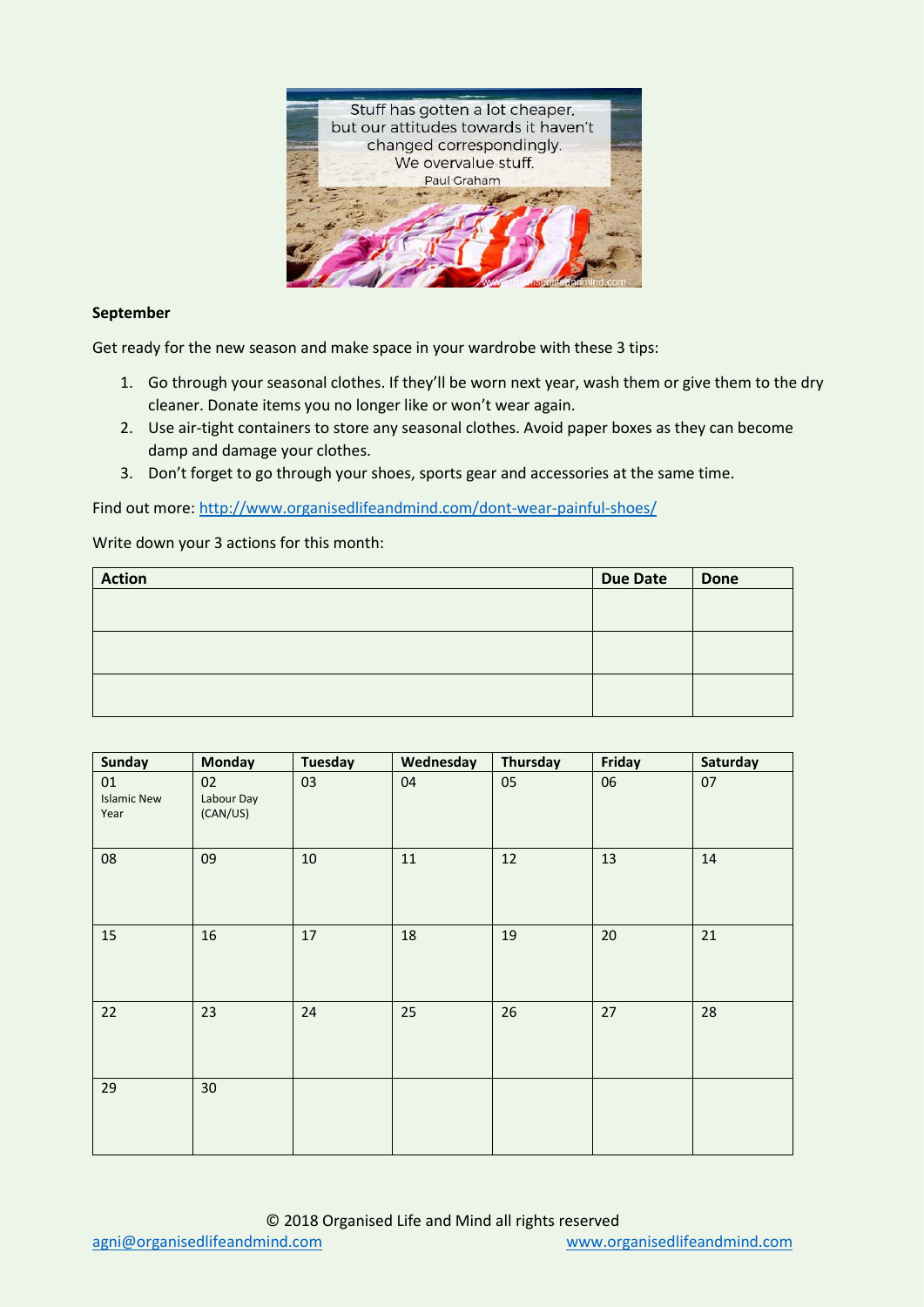**September**

Get ready for the new season and make space in your wardrobe with these 3 tips:

1. Go through your seasonal clothes. If they'll be worn next year, wash them or give them to the dry cleaner. Donate items you no longer like or won't wear again.
2. Use air-tight containers to store any seasonal clothes. Avoid paper boxes as they can become damp and damage your clothes.
3. Don't forget to go through your shoes, sports gear and accessories at the same time.

Find out more: http://www.organisedlifeandmind.com/dont-wear-painful-shoes/

Write down your 3 actions for this month:

| Action | Due Date | Done |
|---|---|---|
| | | |
| | | |
| | | |

| Sunday | Monday | Tuesday | Wednesday | Thursday | Friday | Saturday |
|---|---|---|---|---|---|---|
| 01 Islamic New Year | 02 Labour Day (CAN/US) | 03 | 04 | 05 | 06 | 07 |
| 08 | 09 | 10 | 11 | 12 | 13 | 14 |
| 15 | 16 | 17 | 18 | 19 | 20 | 21 |
| 22 | 23 | 24 | 25 | 26 | 27 | 28 |
| 29 | 30 | | | | | |

© 2018 Organised Life and Mind all rights reserved

agni@organisedlifeandmind.com www.organisedlifeandmind.com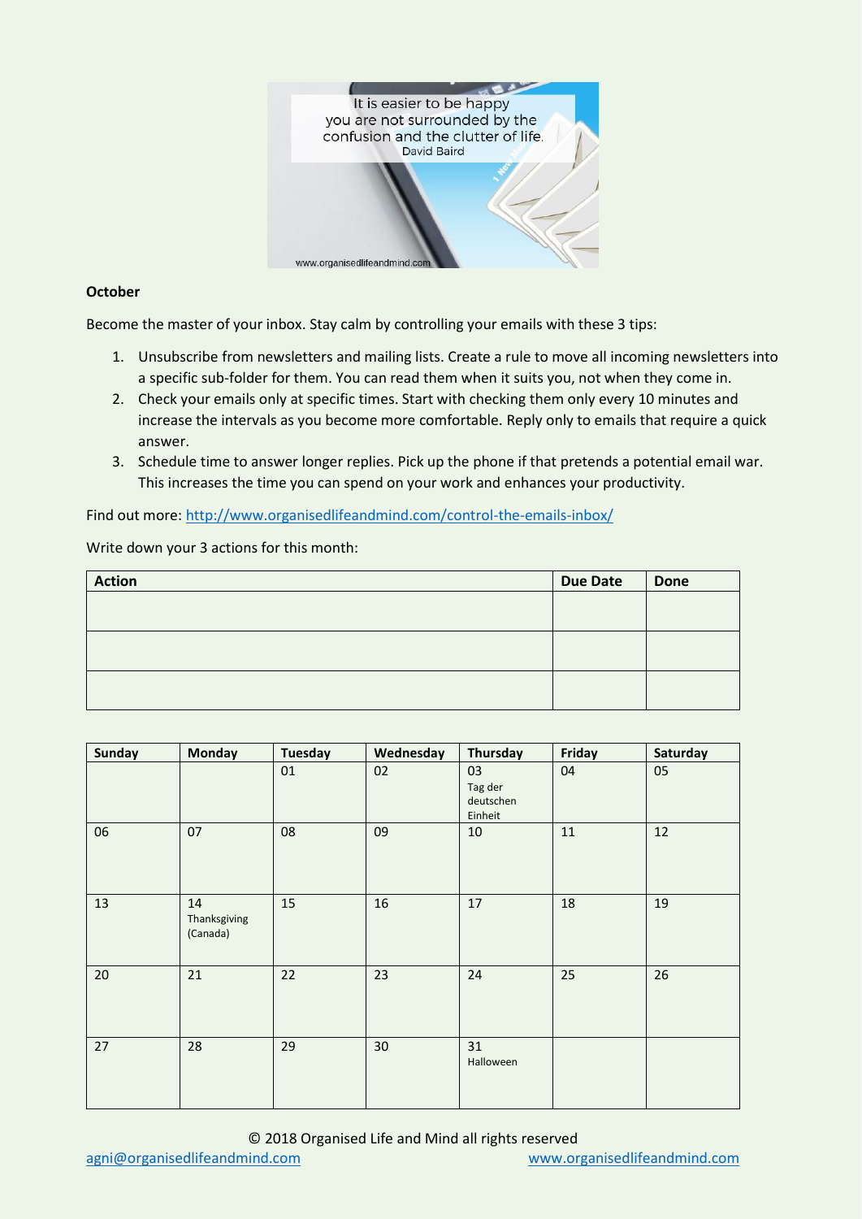**October**

Become the master of your inbox. Stay calm by controlling your emails with these 3 tips:

1. Unsubscribe from newsletters and mailing lists. Create a rule to move all incoming newsletters into a specific sub-folder for them. You can read them when it suits you, not when they come in.
2. Check your emails only at specific times. Start with checking them only every 10 minutes and increase the intervals as you become more comfortable. Reply only to emails that require a quick answer.
3. Schedule time to answer longer replies. Pick up the phone if that pretends a potential email war. This increases the time you can spend on your work and enhances your productivity.

Find out more: http://www.organisedlifeandmind.com/control-the-emails-inbox/

Write down your 3 actions for this month:

| Action | Due Date | Done |
|---|---|---|
| | | |
| | | |
| | | |

| Sunday | Monday | Tuesday | Wednesday | Thursday | Friday | Saturday |
|---|---|---|---|---|---|---|
| | | 01 | 02 | 03 Tag der deutschen Einheit | 04 | 05 |
| 06 | 07 | 08 | 09 | 10 | 11 | 12 |
| 13 | 14 Thanksgiving (Canada) | 15 | 16 | 17 | 18 | 19 |
| 20 | 21 | 22 | 23 | 24 | 25 | 26 |
| 27 | 28 | 29 | 30 | 31 Halloween | | |

© 2018 Organised Life and Mind all rights reserved

agni@organisedlifeandmind.com www.organisedlifeandmind.com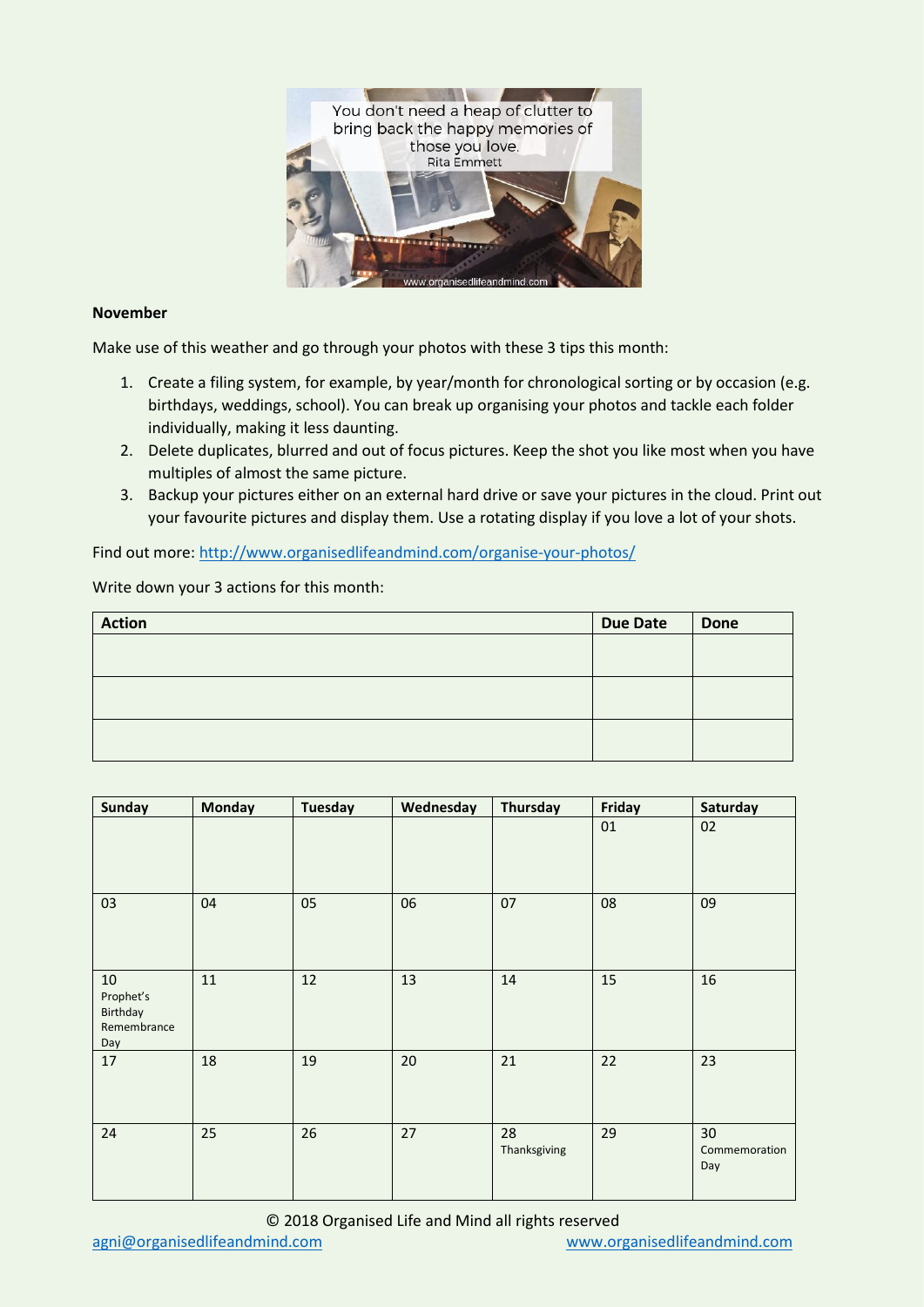**November**

Make use of this weather and go through your photos with these 3 tips this month:

1. Create a filing system, for example, by year/month for chronological sorting or by occasion (e.g. birthdays, weddings, school). You can break up organising your photos and tackle each folder individually, making it less daunting.
2. Delete duplicates, blurred and out of focus pictures. Keep the shot you like most when you have multiples of almost the same picture.
3. Backup your pictures either on an external hard drive or save your pictures in the cloud. Print out your favourite pictures and display them. Use a rotating display if you love a lot of your shots.

Find out more: http://www.organisedlifeandmind.com/organise-your-photos/

Write down your 3 actions for this month:

| Action | Due Date | Done |
|---|---|---|
| | | |
| | | |
| | | |

| Sunday | Monday | Tuesday | Wednesday | Thursday | Friday | Saturday |
|---|---|---|---|---|---|---|
| | | | | | 01 | 02 |
| 03 | 04 | 05 | 06 | 07 | 08 | 09 |
| 10 Prophet's Birthday Remembrance Day | 11 | 12 | 13 | 14 | 15 | 16 |
| 17 | 18 | 19 | 20 | 21 | 22 | 23 |
| 24 | 25 | 26 | 27 | 28 Thanksgiving | 29 | 30 Commemoration Day |

© 2018 Organised Life and Mind all rights reserved

agni@organisedlifeandmind.com www.organisedlifeandmind.com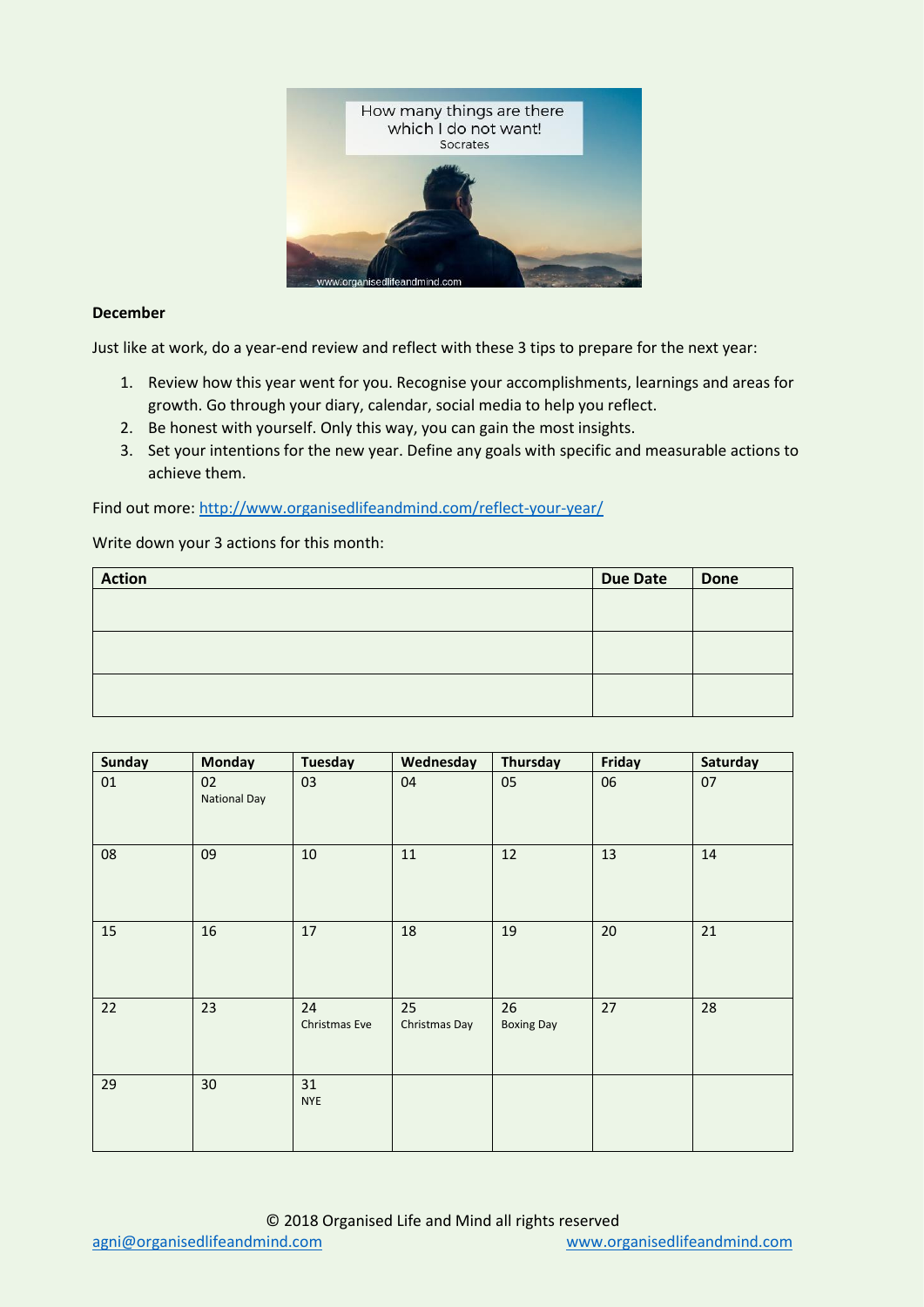**December**

Just like at work, do a year-end review and reflect with these 3 tips to prepare for the next year:

1. Review how this year went for you. Recognise your accomplishments, learnings and areas for growth. Go through your diary, calendar, social media to help you reflect.
2. Be honest with yourself. Only this way, you can gain the most insights.
3. Set your intentions for the new year. Define any goals with specific and measurable actions to achieve them.

Find out more: http://www.organisedlifeandmind.com/reflect-your-year/

Write down your 3 actions for this month:

| Action | Due Date | Done |
| --- | --- | --- |
| | | |
| | | |
| | | |

| Sunday | Monday | Tuesday | Wednesday | Thursday | Friday | Saturday |
| --- | --- | --- | --- | --- | --- | --- |
| 01 | 02 National Day | 03 | 04 | 05 | 06 | 07 |
| 08 | 09 | 10 | 11 | 12 | 13 | 14 |
| 15 | 16 | 17 | 18 | 19 | 20 | 21 |
| 22 | 23 | 24 Christmas Eve | 25 Christmas Day | 26 Boxing Day | 27 | 28 |
| 29 | 30 | 31 NYE | | | | |

© 2018 Organised Life and Mind all rights reserved

agni@organisedlifeandmind.com www.organisedlifeandmind.com